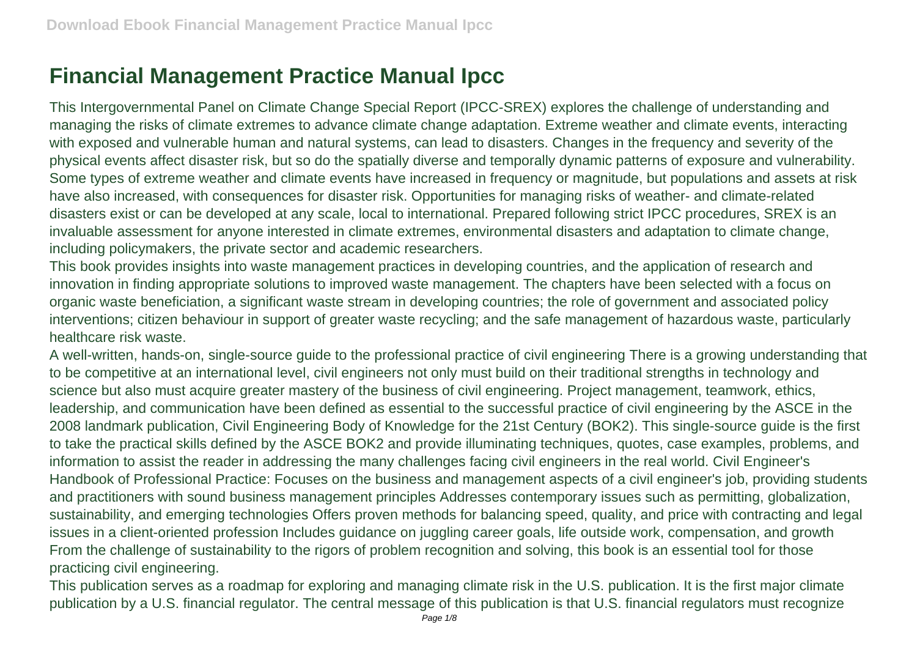# Financial Management Practice Manual Ipcc

This Intergovernmental Panel on Climate Change Special Report (IPCC-SREX) explores the challenge of understanding and managing the risks of climate extremes to advance climate change adaptation. Extreme weather and climate events, interacting with exposed and vulnerable human and natural systems, can lead to disasters. Changes in the frequency and severity of the physical events affect disaster risk, but so do the spatially diverse and temporally dynamic patterns of exposure and vulnerability. Some types of extreme weather and climate events have increased in frequency or magnitude, but populations and assets at risk have also increased, with consequences for disaster risk. Opportunities for managing risks of weather- and climate-related disasters exist or can be developed at any scale, local to international. Prepared following strict IPCC procedures, SREX is an invaluable assessment for anyone interested in climate extremes, environmental disasters and adaptation to climate change, including policymakers, the private sector and academic researchers.

This book provides insights into waste management practices in developing countries, and the application of research and innovation in finding appropriate solutions to improved waste management. The chapters have been selected with a focus on organic waste beneficiation, a significant waste stream in developing countries; the role of government and associated policy interventions; citizen behaviour in support of greater waste recycling; and the safe management of hazardous waste, particularly healthcare risk waste.

A well-written, hands-on, single-source guide to the professional practice of civil engineering There is a growing understanding that to be competitive at an international level, civil engineers not only must build on their traditional strengths in technology and science but also must acquire greater mastery of the business of civil engineering. Project management, teamwork, ethics, leadership, and communication have been defined as essential to the successful practice of civil engineering by the ASCE in the 2008 landmark publication, Civil Engineering Body of Knowledge for the 21st Century (BOK2). This single-source guide is the first to take the practical skills defined by the ASCE BOK2 and provide illuminating techniques, quotes, case examples, problems, and information to assist the reader in addressing the many challenges facing civil engineers in the real world. Civil Engineer's Handbook of Professional Practice: Focuses on the business and management aspects of a civil engineer's job, providing students and practitioners with sound business management principles Addresses contemporary issues such as permitting, globalization, sustainability, and emerging technologies Offers proven methods for balancing speed, quality, and price with contracting and legal issues in a client-oriented profession Includes guidance on juggling career goals, life outside work, compensation, and growth From the challenge of sustainability to the rigors of problem recognition and solving, this book is an essential tool for those practicing civil engineering.

This publication serves as a roadmap for exploring and managing climate risk in the U.S. publication. It is the first major climate publication by a U.S. financial regulator. The central message of this publication is that U.S. financial regulators must recognize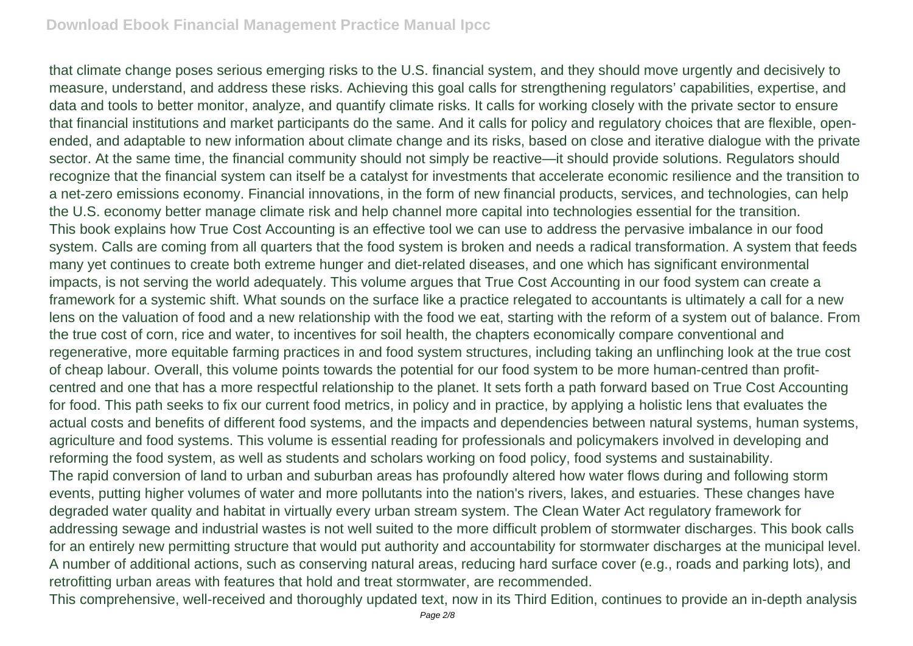that climate change poses serious emerging risks to the U.S. financial system, and they should move urgently and decisively to measure, understand, and address these risks. Achieving this goal calls for strengthening regulators' capabilities, expertise, and data and tools to better monitor, analyze, and quantify climate risks. It calls for working closely with the private sector to ensure that financial institutions and market participants do the same. And it calls for policy and regulatory choices that are flexible, open-ended, and adaptable to new information about climate change and its risks, based on close and iterative dialogue with the private sector. At the same time, the financial community should not simply be reactive—it should provide solutions. Regulators should recognize that the financial system can itself be a catalyst for investments that accelerate economic resilience and the transition to a net-zero emissions economy. Financial innovations, in the form of new financial products, services, and technologies, can help the U.S. economy better manage climate risk and help channel more capital into technologies essential for the transition.

This book explains how True Cost Accounting is an effective tool we can use to address the pervasive imbalance in our food system. Calls are coming from all quarters that the food system is broken and needs a radical transformation. A system that feeds many yet continues to create both extreme hunger and diet-related diseases, and one which has significant environmental impacts, is not serving the world adequately. This volume argues that True Cost Accounting in our food system can create a framework for a systemic shift. What sounds on the surface like a practice relegated to accountants is ultimately a call for a new lens on the valuation of food and a new relationship with the food we eat, starting with the reform of a system out of balance. From the true cost of corn, rice and water, to incentives for soil health, the chapters economically compare conventional and regenerative, more equitable farming practices in and food system structures, including taking an unflinching look at the true cost of cheap labour. Overall, this volume points towards the potential for our food system to be more human-centred than profit-centred and one that has a more respectful relationship to the planet. It sets forth a path forward based on True Cost Accounting for food. This path seeks to fix our current food metrics, in policy and in practice, by applying a holistic lens that evaluates the actual costs and benefits of different food systems, and the impacts and dependencies between natural systems, human systems, agriculture and food systems. This volume is essential reading for professionals and policymakers involved in developing and reforming the food system, as well as students and scholars working on food policy, food systems and sustainability.

The rapid conversion of land to urban and suburban areas has profoundly altered how water flows during and following storm events, putting higher volumes of water and more pollutants into the nation's rivers, lakes, and estuaries. These changes have degraded water quality and habitat in virtually every urban stream system. The Clean Water Act regulatory framework for addressing sewage and industrial wastes is not well suited to the more difficult problem of stormwater discharges. This book calls for an entirely new permitting structure that would put authority and accountability for stormwater discharges at the municipal level. A number of additional actions, such as conserving natural areas, reducing hard surface cover (e.g., roads and parking lots), and retrofitting urban areas with features that hold and treat stormwater, are recommended.

This comprehensive, well-received and thoroughly updated text, now in its Third Edition, continues to provide an in-depth analysis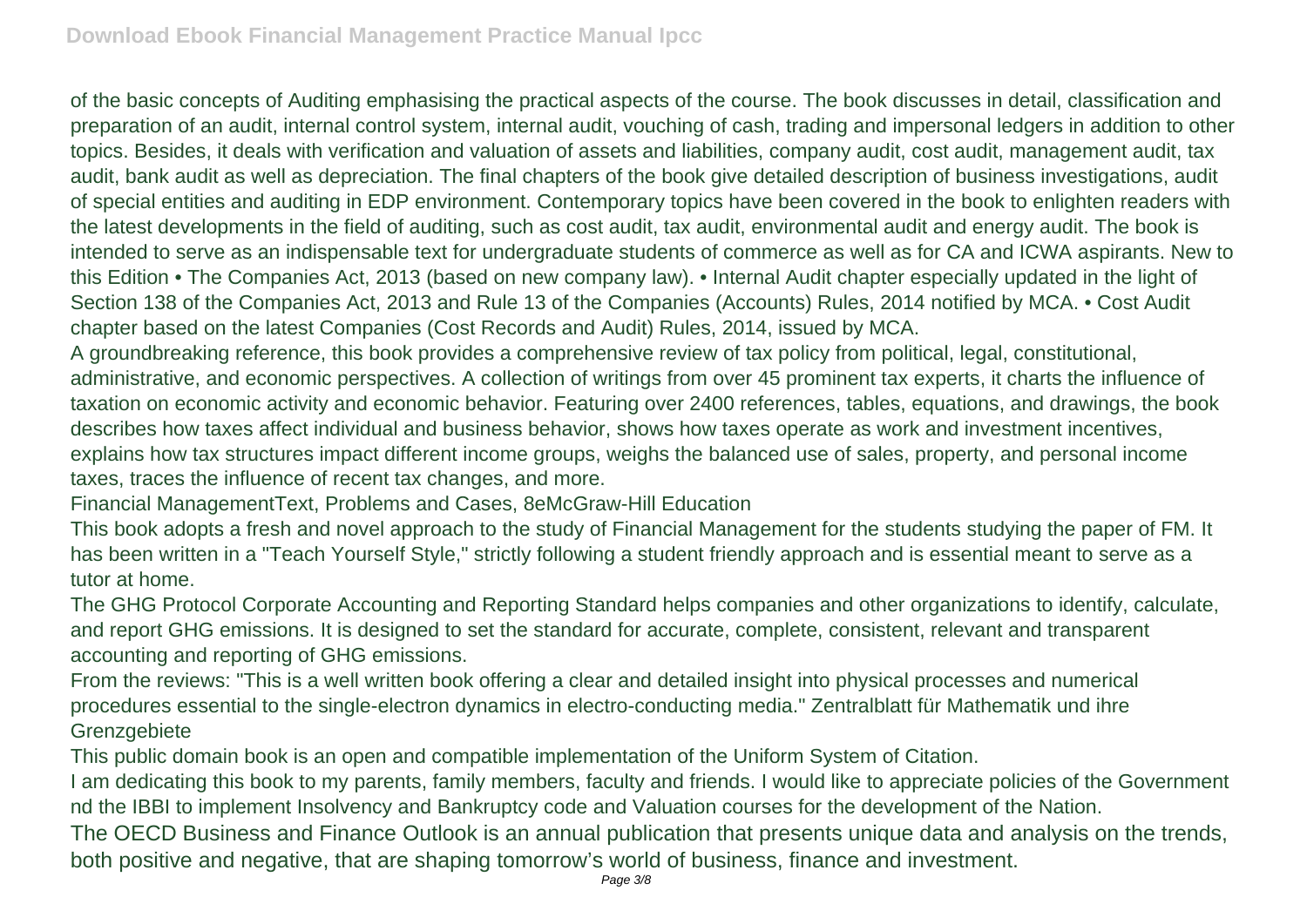of the basic concepts of Auditing emphasising the practical aspects of the course. The book discusses in detail, classification and preparation of an audit, internal control system, internal audit, vouching of cash, trading and impersonal ledgers in addition to other topics. Besides, it deals with verification and valuation of assets and liabilities, company audit, cost audit, management audit, tax audit, bank audit as well as depreciation. The final chapters of the book give detailed description of business investigations, audit of special entities and auditing in EDP environment. Contemporary topics have been covered in the book to enlighten readers with the latest developments in the field of auditing, such as cost audit, tax audit, environmental audit and energy audit. The book is intended to serve as an indispensable text for undergraduate students of commerce as well as for CA and ICWA aspirants. New to this Edition • The Companies Act, 2013 (based on new company law). • Internal Audit chapter especially updated in the light of Section 138 of the Companies Act, 2013 and Rule 13 of the Companies (Accounts) Rules, 2014 notified by MCA. • Cost Audit chapter based on the latest Companies (Cost Records and Audit) Rules, 2014, issued by MCA.

A groundbreaking reference, this book provides a comprehensive review of tax policy from political, legal, constitutional, administrative, and economic perspectives. A collection of writings from over 45 prominent tax experts, it charts the influence of taxation on economic activity and economic behavior. Featuring over 2400 references, tables, equations, and drawings, the book describes how taxes affect individual and business behavior, shows how taxes operate as work and investment incentives, explains how tax structures impact different income groups, weighs the balanced use of sales, property, and personal income taxes, traces the influence of recent tax changes, and more.

Financial ManagementText, Problems and Cases, 8eMcGraw-Hill Education

This book adopts a fresh and novel approach to the study of Financial Management for the students studying the paper of FM. It has been written in a "Teach Yourself Style," strictly following a student friendly approach and is essential meant to serve as a tutor at home.

The GHG Protocol Corporate Accounting and Reporting Standard helps companies and other organizations to identify, calculate, and report GHG emissions. It is designed to set the standard for accurate, complete, consistent, relevant and transparent accounting and reporting of GHG emissions.

From the reviews: "This is a well written book offering a clear and detailed insight into physical processes and numerical procedures essential to the single-electron dynamics in electro-conducting media." Zentralblatt für Mathematik und ihre Grenzgebiete

This public domain book is an open and compatible implementation of the Uniform System of Citation.

I am dedicating this book to my parents, family members, faculty and friends. I would like to appreciate policies of the Government nd the IBBI to implement Insolvency and Bankruptcy code and Valuation courses for the development of the Nation.

The OECD Business and Finance Outlook is an annual publication that presents unique data and analysis on the trends, both positive and negative, that are shaping tomorrow's world of business, finance and investment.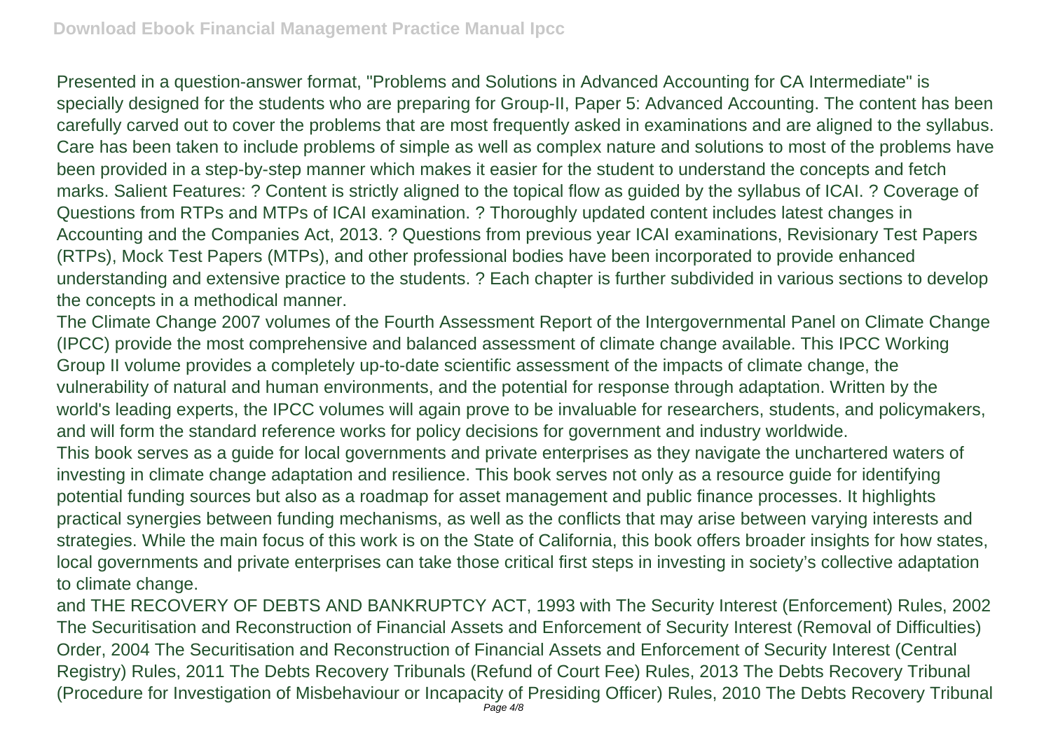Presented in a question-answer format, "Problems and Solutions in Advanced Accounting for CA Intermediate" is specially designed for the students who are preparing for Group-II, Paper 5: Advanced Accounting. The content has been carefully carved out to cover the problems that are most frequently asked in examinations and are aligned to the syllabus. Care has been taken to include problems of simple as well as complex nature and solutions to most of the problems have been provided in a step-by-step manner which makes it easier for the student to understand the concepts and fetch marks. Salient Features: ? Content is strictly aligned to the topical flow as guided by the syllabus of ICAI. ? Coverage of Questions from RTPs and MTPs of ICAI examination. ? Thoroughly updated content includes latest changes in Accounting and the Companies Act, 2013. ? Questions from previous year ICAI examinations, Revisionary Test Papers (RTPs), Mock Test Papers (MTPs), and other professional bodies have been incorporated to provide enhanced understanding and extensive practice to the students. ? Each chapter is further subdivided in various sections to develop the concepts in a methodical manner.

The Climate Change 2007 volumes of the Fourth Assessment Report of the Intergovernmental Panel on Climate Change (IPCC) provide the most comprehensive and balanced assessment of climate change available. This IPCC Working Group II volume provides a completely up-to-date scientific assessment of the impacts of climate change, the vulnerability of natural and human environments, and the potential for response through adaptation. Written by the world's leading experts, the IPCC volumes will again prove to be invaluable for researchers, students, and policymakers, and will form the standard reference works for policy decisions for government and industry worldwide.

This book serves as a guide for local governments and private enterprises as they navigate the unchartered waters of investing in climate change adaptation and resilience. This book serves not only as a resource guide for identifying potential funding sources but also as a roadmap for asset management and public finance processes. It highlights practical synergies between funding mechanisms, as well as the conflicts that may arise between varying interests and strategies. While the main focus of this work is on the State of California, this book offers broader insights for how states, local governments and private enterprises can take those critical first steps in investing in society's collective adaptation to climate change.

and THE RECOVERY OF DEBTS AND BANKRUPTCY ACT, 1993 with The Security Interest (Enforcement) Rules, 2002 The Securitisation and Reconstruction of Financial Assets and Enforcement of Security Interest (Removal of Difficulties) Order, 2004 The Securitisation and Reconstruction of Financial Assets and Enforcement of Security Interest (Central Registry) Rules, 2011 The Debts Recovery Tribunals (Refund of Court Fee) Rules, 2013 The Debts Recovery Tribunal (Procedure for Investigation of Misbehaviour or Incapacity of Presiding Officer) Rules, 2010 The Debts Recovery Tribunal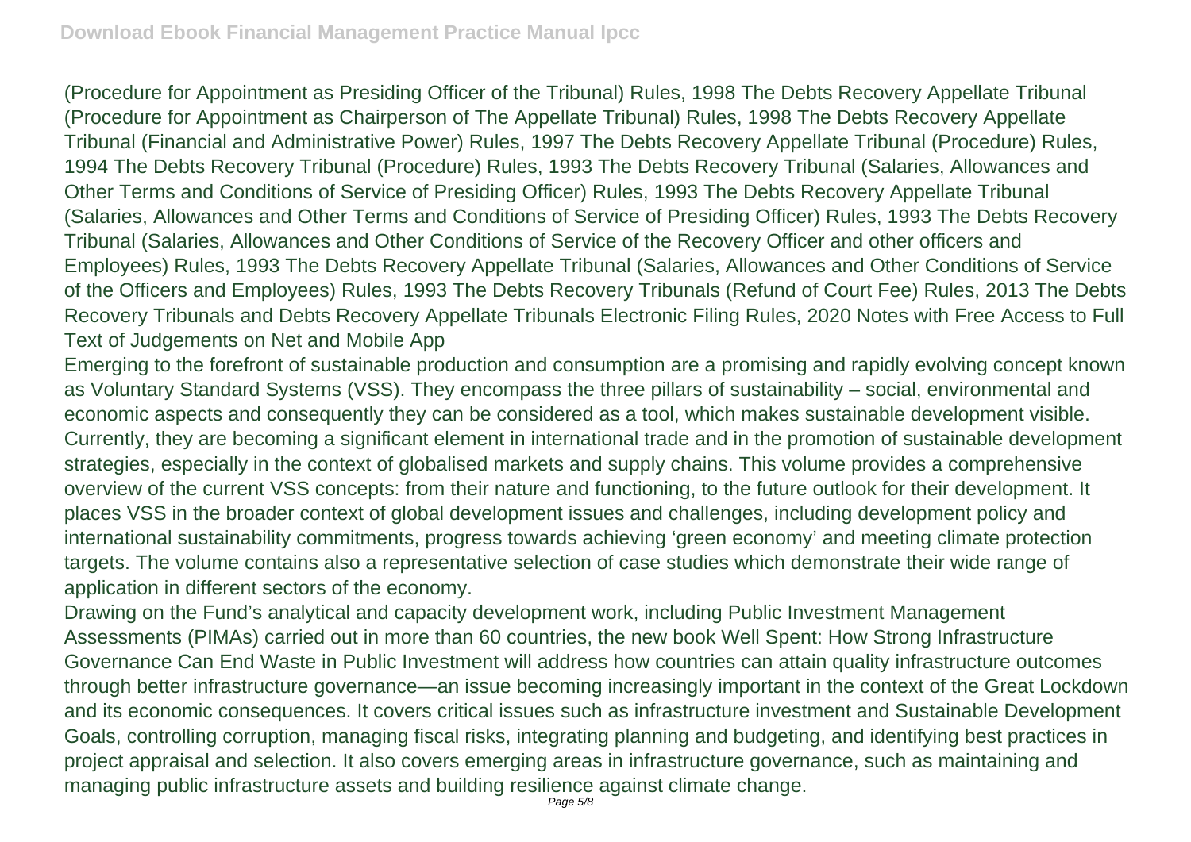(Procedure for Appointment as Presiding Officer of the Tribunal) Rules, 1998 The Debts Recovery Appellate Tribunal (Procedure for Appointment as Chairperson of The Appellate Tribunal) Rules, 1998 The Debts Recovery Appellate Tribunal (Financial and Administrative Power) Rules, 1997 The Debts Recovery Appellate Tribunal (Procedure) Rules, 1994 The Debts Recovery Tribunal (Procedure) Rules, 1993 The Debts Recovery Tribunal (Salaries, Allowances and Other Terms and Conditions of Service of Presiding Officer) Rules, 1993 The Debts Recovery Appellate Tribunal (Salaries, Allowances and Other Terms and Conditions of Service of Presiding Officer) Rules, 1993 The Debts Recovery Tribunal (Salaries, Allowances and Other Conditions of Service of the Recovery Officer and other officers and Employees) Rules, 1993 The Debts Recovery Appellate Tribunal (Salaries, Allowances and Other Conditions of Service of the Officers and Employees) Rules, 1993 The Debts Recovery Tribunals (Refund of Court Fee) Rules, 2013 The Debts Recovery Tribunals and Debts Recovery Appellate Tribunals Electronic Filing Rules, 2020 Notes with Free Access to Full Text of Judgements on Net and Mobile App

Emerging to the forefront of sustainable production and consumption are a promising and rapidly evolving concept known as Voluntary Standard Systems (VSS). They encompass the three pillars of sustainability – social, environmental and economic aspects and consequently they can be considered as a tool, which makes sustainable development visible. Currently, they are becoming a significant element in international trade and in the promotion of sustainable development strategies, especially in the context of globalised markets and supply chains. This volume provides a comprehensive overview of the current VSS concepts: from their nature and functioning, to the future outlook for their development. It places VSS in the broader context of global development issues and challenges, including development policy and international sustainability commitments, progress towards achieving 'green economy' and meeting climate protection targets. The volume contains also a representative selection of case studies which demonstrate their wide range of application in different sectors of the economy.

Drawing on the Fund's analytical and capacity development work, including Public Investment Management Assessments (PIMAs) carried out in more than 60 countries, the new book Well Spent: How Strong Infrastructure Governance Can End Waste in Public Investment will address how countries can attain quality infrastructure outcomes through better infrastructure governance—an issue becoming increasingly important in the context of the Great Lockdown and its economic consequences. It covers critical issues such as infrastructure investment and Sustainable Development Goals, controlling corruption, managing fiscal risks, integrating planning and budgeting, and identifying best practices in project appraisal and selection. It also covers emerging areas in infrastructure governance, such as maintaining and managing public infrastructure assets and building resilience against climate change.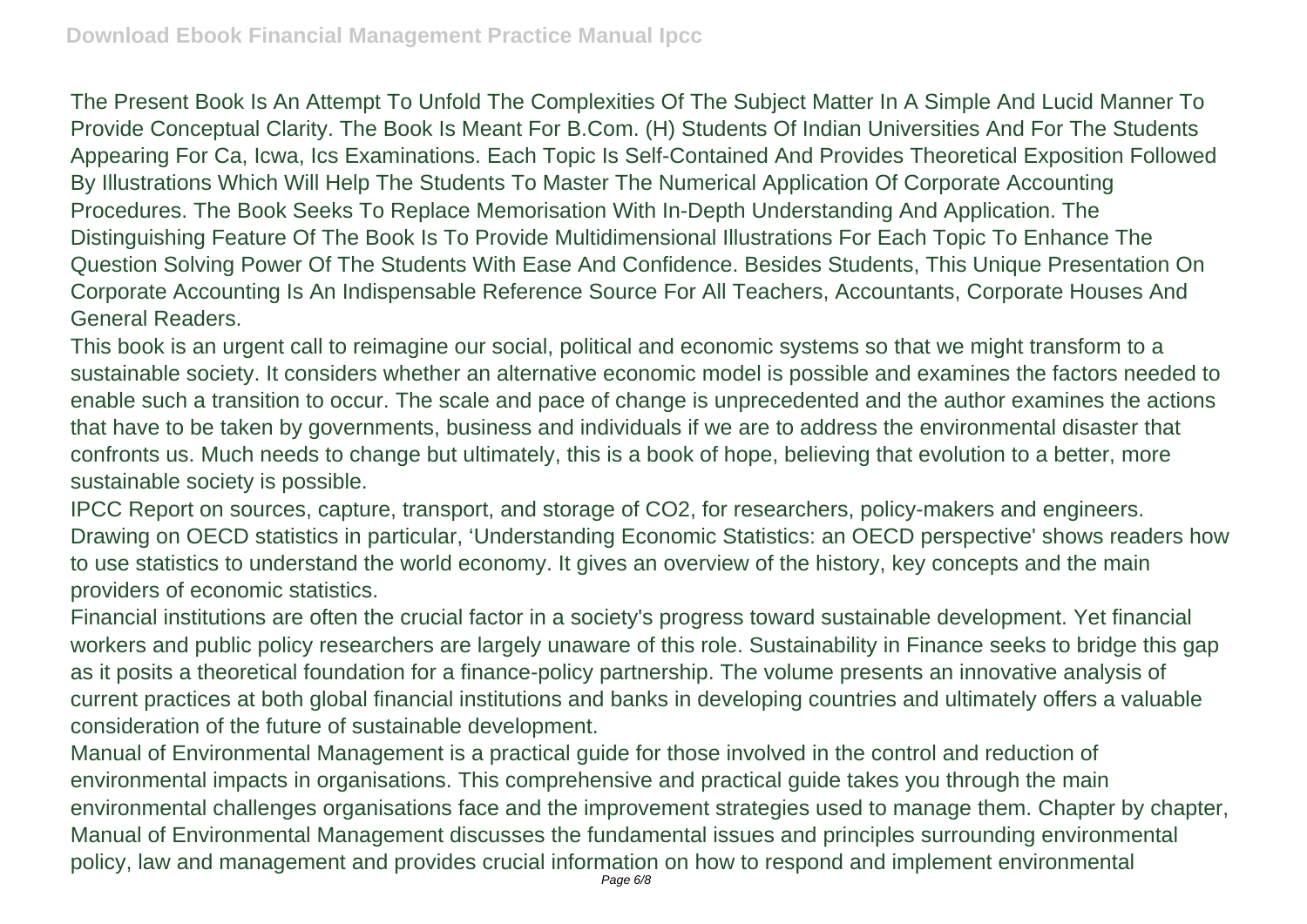The Present Book Is An Attempt To Unfold The Complexities Of The Subject Matter In A Simple And Lucid Manner To Provide Conceptual Clarity. The Book Is Meant For B.Com. (H) Students Of Indian Universities And For The Students Appearing For Ca, Icwa, Ics Examinations. Each Topic Is Self-Contained And Provides Theoretical Exposition Followed By Illustrations Which Will Help The Students To Master The Numerical Application Of Corporate Accounting Procedures. The Book Seeks To Replace Memorisation With In-Depth Understanding And Application. The Distinguishing Feature Of The Book Is To Provide Multidimensional Illustrations For Each Topic To Enhance The Question Solving Power Of The Students With Ease And Confidence. Besides Students, This Unique Presentation On Corporate Accounting Is An Indispensable Reference Source For All Teachers, Accountants, Corporate Houses And General Readers.

This book is an urgent call to reimagine our social, political and economic systems so that we might transform to a sustainable society. It considers whether an alternative economic model is possible and examines the factors needed to enable such a transition to occur. The scale and pace of change is unprecedented and the author examines the actions that have to be taken by governments, business and individuals if we are to address the environmental disaster that confronts us. Much needs to change but ultimately, this is a book of hope, believing that evolution to a better, more sustainable society is possible.

IPCC Report on sources, capture, transport, and storage of $CO_2$, for researchers, policy-makers and engineers.

Drawing on OECD statistics in particular, 'Understanding Economic Statistics: an OECD perspective' shows readers how to use statistics to understand the world economy. It gives an overview of the history, key concepts and the main providers of economic statistics.

Financial institutions are often the crucial factor in a society's progress toward sustainable development. Yet financial workers and public policy researchers are largely unaware of this role. Sustainability in Finance seeks to bridge this gap as it posits a theoretical foundation for a finance-policy partnership. The volume presents an innovative analysis of current practices at both global financial institutions and banks in developing countries and ultimately offers a valuable consideration of the future of sustainable development.

Manual of Environmental Management is a practical guide for those involved in the control and reduction of environmental impacts in organisations. This comprehensive and practical guide takes you through the main environmental challenges organisations face and the improvement strategies used to manage them. Chapter by chapter, Manual of Environmental Management discusses the fundamental issues and principles surrounding environmental policy, law and management and provides crucial information on how to respond and implement environmental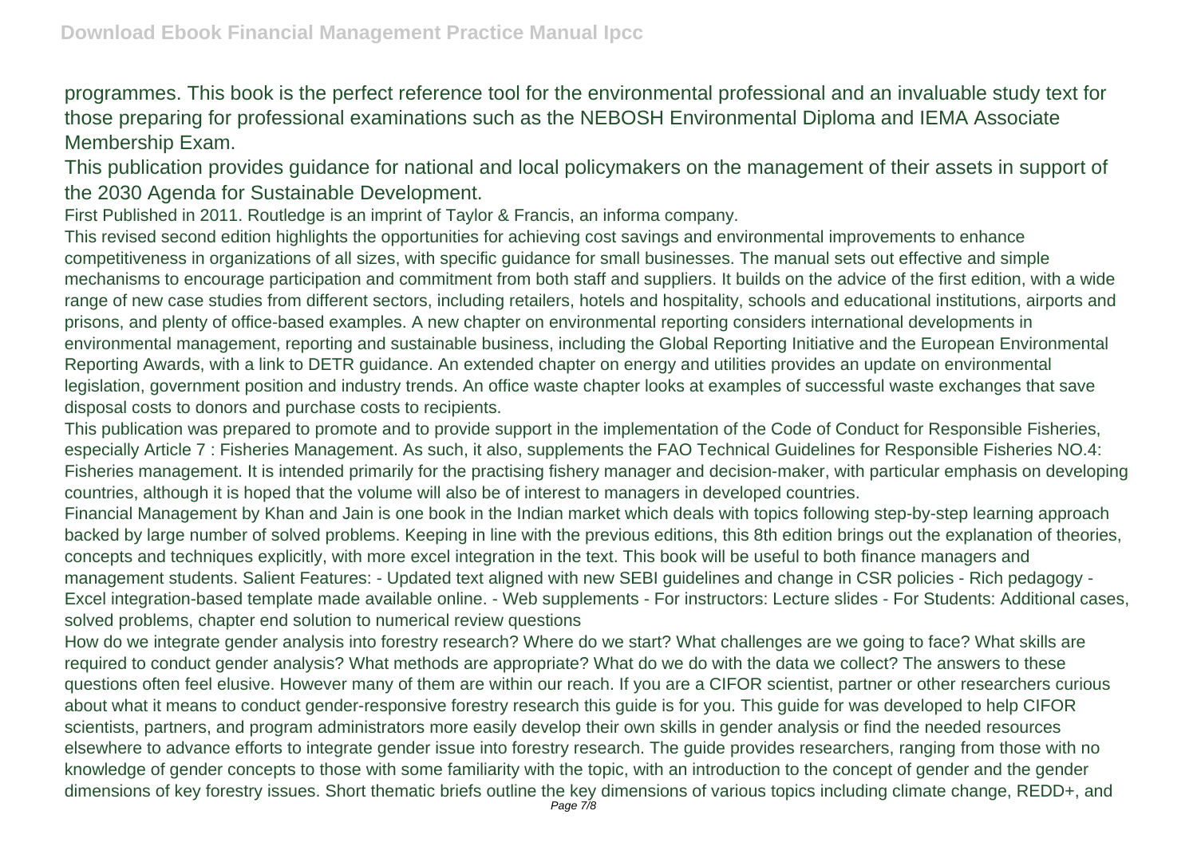programmes. This book is the perfect reference tool for the environmental professional and an invaluable study text for those preparing for professional examinations such as the NEBOSH Environmental Diploma and IEMA Associate Membership Exam.

This publication provides guidance for national and local policymakers on the management of their assets in support of the 2030 Agenda for Sustainable Development.

First Published in 2011. Routledge is an imprint of Taylor & Francis, an informa company.

This revised second edition highlights the opportunities for achieving cost savings and environmental improvements to enhance competitiveness in organizations of all sizes, with specific guidance for small businesses. The manual sets out effective and simple mechanisms to encourage participation and commitment from both staff and suppliers. It builds on the advice of the first edition, with a wide range of new case studies from different sectors, including retailers, hotels and hospitality, schools and educational institutions, airports and prisons, and plenty of office-based examples. A new chapter on environmental reporting considers international developments in environmental management, reporting and sustainable business, including the Global Reporting Initiative and the European Environmental Reporting Awards, with a link to DETR guidance. An extended chapter on energy and utilities provides an update on environmental legislation, government position and industry trends. An office waste chapter looks at examples of successful waste exchanges that save disposal costs to donors and purchase costs to recipients.

This publication was prepared to promote and to provide support in the implementation of the Code of Conduct for Responsible Fisheries, especially Article 7 : Fisheries Management. As such, it also, supplements the FAO Technical Guidelines for Responsible Fisheries NO.4: Fisheries management. It is intended primarily for the practising fishery manager and decision-maker, with particular emphasis on developing countries, although it is hoped that the volume will also be of interest to managers in developed countries.

Financial Management by Khan and Jain is one book in the Indian market which deals with topics following step-by-step learning approach backed by large number of solved problems. Keeping in line with the previous editions, this 8th edition brings out the explanation of theories, concepts and techniques explicitly, with more excel integration in the text. This book will be useful to both finance managers and management students. Salient Features: - Updated text aligned with new SEBI guidelines and change in CSR policies - Rich pedagogy - Excel integration-based template made available online. - Web supplements - For instructors: Lecture slides - For Students: Additional cases, solved problems, chapter end solution to numerical review questions

How do we integrate gender analysis into forestry research? Where do we start? What challenges are we going to face? What skills are required to conduct gender analysis? What methods are appropriate? What do we do with the data we collect? The answers to these questions often feel elusive. However many of them are within our reach. If you are a CIFOR scientist, partner or other researchers curious about what it means to conduct gender-responsive forestry research this guide is for you. This guide for was developed to help CIFOR scientists, partners, and program administrators more easily develop their own skills in gender analysis or find the needed resources elsewhere to advance efforts to integrate gender issue into forestry research. The guide provides researchers, ranging from those with no knowledge of gender concepts to those with some familiarity with the topic, with an introduction to the concept of gender and the gender dimensions of key forestry issues. Short thematic briefs outline the key dimensions of various topics including climate change, REDD+, and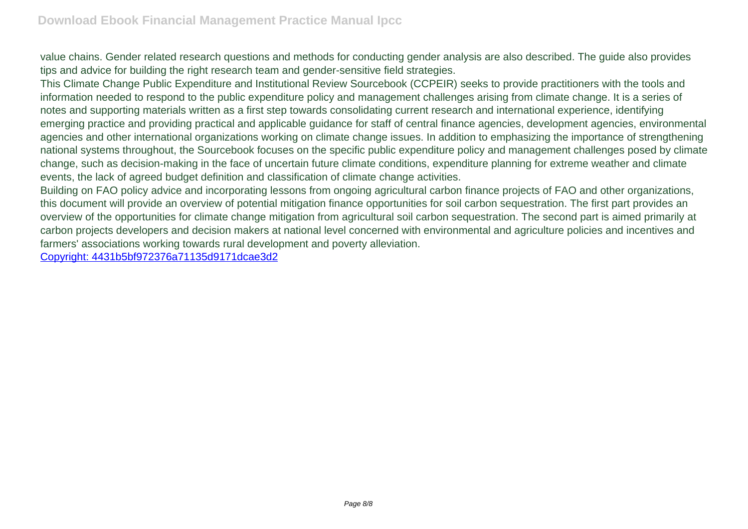value chains. Gender related research questions and methods for conducting gender analysis are also described. The guide also provides tips and advice for building the right research team and gender-sensitive field strategies.

This Climate Change Public Expenditure and Institutional Review Sourcebook (CCPEIR) seeks to provide practitioners with the tools and information needed to respond to the public expenditure policy and management challenges arising from climate change. It is a series of notes and supporting materials written as a first step towards consolidating current research and international experience, identifying emerging practice and providing practical and applicable guidance for staff of central finance agencies, development agencies, environmental agencies and other international organizations working on climate change issues. In addition to emphasizing the importance of strengthening national systems throughout, the Sourcebook focuses on the specific public expenditure policy and management challenges posed by climate change, such as decision-making in the face of uncertain future climate conditions, expenditure planning for extreme weather and climate events, the lack of agreed budget definition and classification of climate change activities.

Building on FAO policy advice and incorporating lessons from ongoing agricultural carbon finance projects of FAO and other organizations, this document will provide an overview of potential mitigation finance opportunities for soil carbon sequestration. The first part provides an overview of the opportunities for climate change mitigation from agricultural soil carbon sequestration. The second part is aimed primarily at carbon projects developers and decision makers at national level concerned with environmental and agriculture policies and incentives and farmers' associations working towards rural development and poverty alleviation.

Copyright: 4431b5bf972376a71135d9171dcae3d2